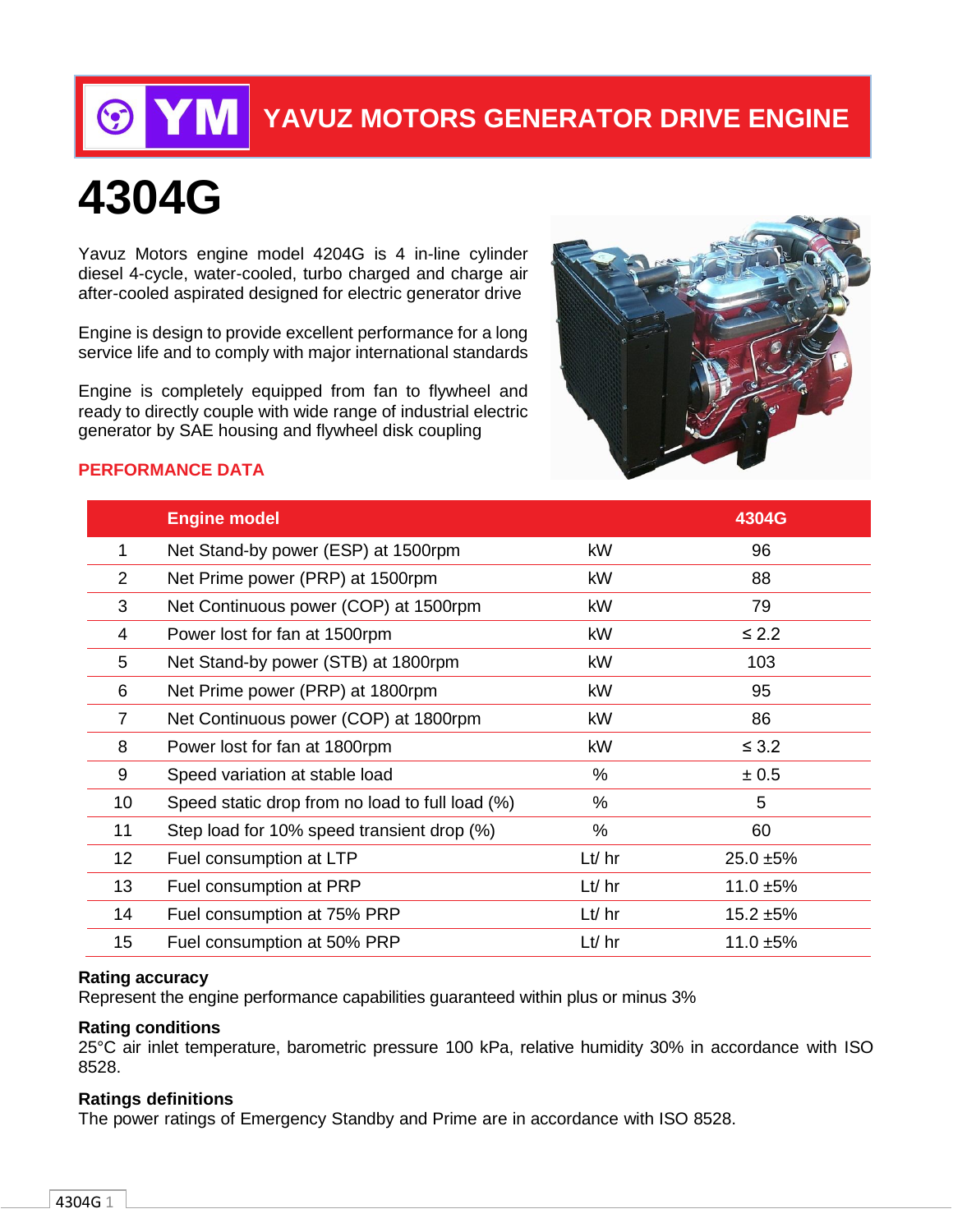# YAVUZ MOTORS GENERATOR DRIVE ENGINE

# 4304G

Yavuz Motors engine model 4204G is 4 in-line cylinder diesel 4-cycle, water-cooled, turbo charged and charge air after-cooled aspirated designed for electric generator drive

Engine is design to provide excellent performance for a long service life and to comply with major international standards

Engine is completely equipped from fan to flywheel and ready to directly couple with wide range of industrial electric generator by SAE housing and flywheel disk coupling

## PERFORMANCE DATA

| | Engine model | | 4304G |
|---|---|---|---|
| 1 | Net Stand-by power (ESP) at 1500rpm | kW | 96 |
| 2 | Net Prime power (PRP) at 1500rpm | kW | 88 |
| 3 | Net Continuous power (COP) at 1500rpm | kW | 79 |
| 4 | Power lost for fan at 1500rpm | kW | ≤ 2.2 |
| 5 | Net Stand-by power (STB) at 1800rpm | kW | 103 |
| 6 | Net Prime power (PRP) at 1800rpm | kW | 95 |
| 7 | Net Continuous power (COP) at 1800rpm | kW | 86 |
| 8 | Power lost for fan at 1800rpm | kW | ≤ 3.2 |
| 9 | Speed variation at stable load | % | ± 0.5 |
| 10 | Speed static drop from no load to full load (%) | % | 5 |
| 11 | Step load for 10% speed transient drop (%) | % | 60 |
| 12 | Fuel consumption at LTP | Lt/ hr | 25.0 ±5% |
| 13 | Fuel consumption at PRP | Lt/ hr | 11.0 ±5% |
| 14 | Fuel consumption at 75% PRP | Lt/ hr | 15.2 ±5% |
| 15 | Fuel consumption at 50% PRP | Lt/ hr | 11.0 ±5% |

**Rating accuracy**
Represent the engine performance capabilities guaranteed within plus or minus 3%

**Rating conditions**
25°C air inlet temperature, barometric pressure 100 kPa, relative humidity 30% in accordance with ISO 8528.

**Ratings definitions**
The power ratings of Emergency Standby and Prime are in accordance with ISO 8528.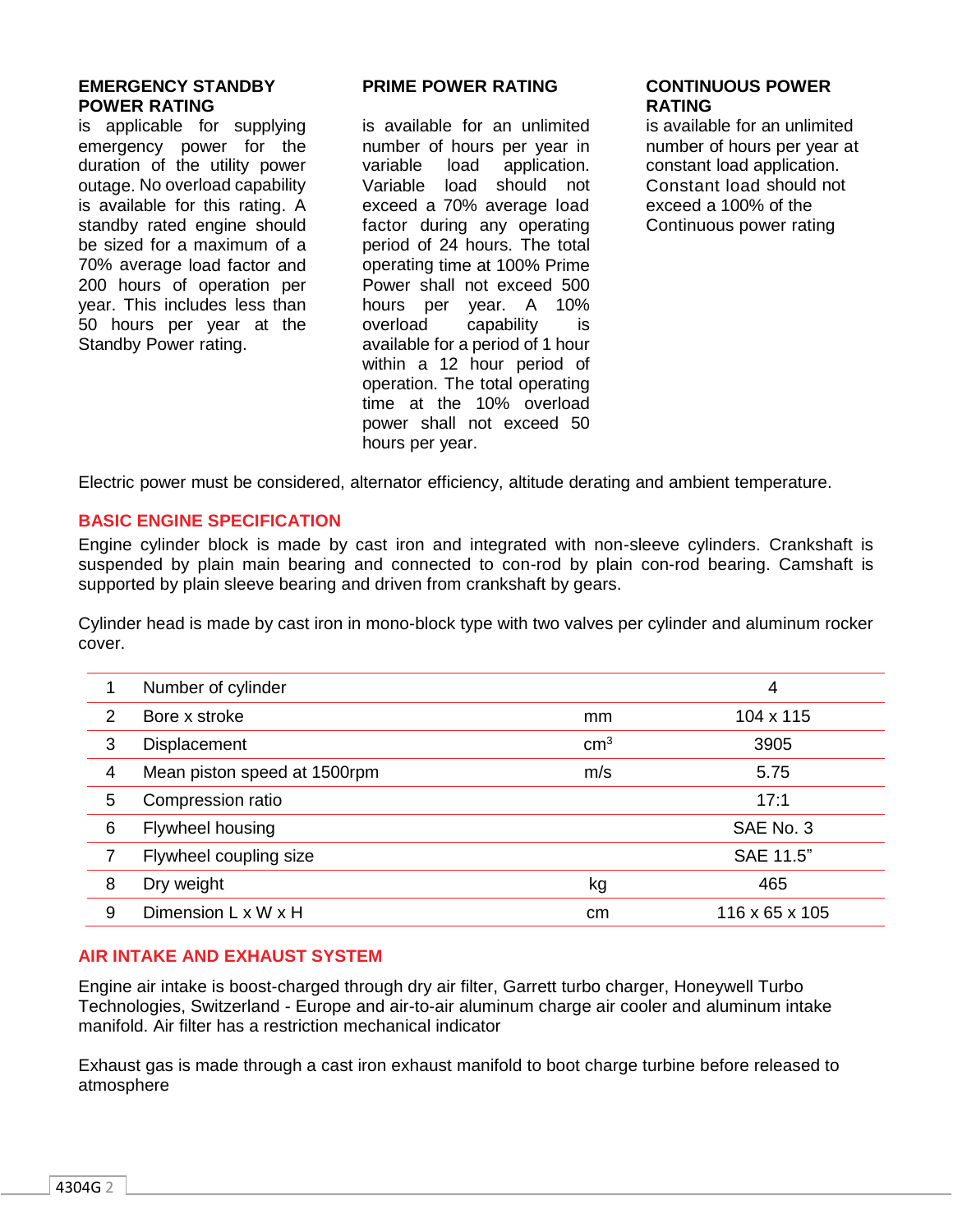### EMERGENCY STANDBY POWER RATING

is applicable for supplying emergency power for the duration of the utility power outage. No overload capability is available for this rating. A standby rated engine should be sized for a maximum of a 70% average load factor and 200 hours of operation per year. This includes less than 50 hours per year at the Standby Power rating.

### PRIME POWER RATING

is available for an unlimited number of hours per year in variable load application. Variable load should not exceed a 70% average load factor during any operating period of 24 hours. The total operating time at 100% Prime Power shall not exceed 500 hours per year. A 10% overload capability is available for a period of 1 hour within a 12 hour period of operation. The total operating time at the 10% overload power shall not exceed 50 hours per year.

### CONTINUOUS POWER RATING

is available for an unlimited number of hours per year at constant load application. Constant load should not exceed a 100% of the Continuous power rating

Electric power must be considered, alternator efficiency, altitude derating and ambient temperature.

## BASIC ENGINE SPECIFICATION

Engine cylinder block is made by cast iron and integrated with non-sleeve cylinders. Crankshaft is suspended by plain main bearing and connected to con-rod by plain con-rod bearing. Camshaft is supported by plain sleeve bearing and driven from crankshaft by gears.

Cylinder head is made by cast iron in mono-block type with two valves per cylinder and aluminum rocker cover.

| | | | |
|---|---|---|---|
| 1 | Number of cylinder | | 4 |
| 2 | Bore x stroke | mm | 104 x 115 |
| 3 | Displacement | $cm^3$ | 3905 |
| 4 | Mean piston speed at 1500rpm | m/s | 5.75 |
| 5 | Compression ratio | | 17:1 |
| 6 | Flywheel housing | | SAE No. 3 |
| 7 | Flywheel coupling size | | SAE 11.5" |
| 8 | Dry weight | kg | 465 |
| 9 | Dimension L x W x H | cm | 116 x 65 x 105 |

## AIR INTAKE AND EXHAUST SYSTEM

Engine air intake is boost-charged through dry air filter, Garrett turbo charger, Honeywell Turbo Technologies, Switzerland - Europe and air-to-air aluminum charge air cooler and aluminum intake manifold. Air filter has a restriction mechanical indicator

Exhaust gas is made through a cast iron exhaust manifold to boot charge turbine before released to atmosphere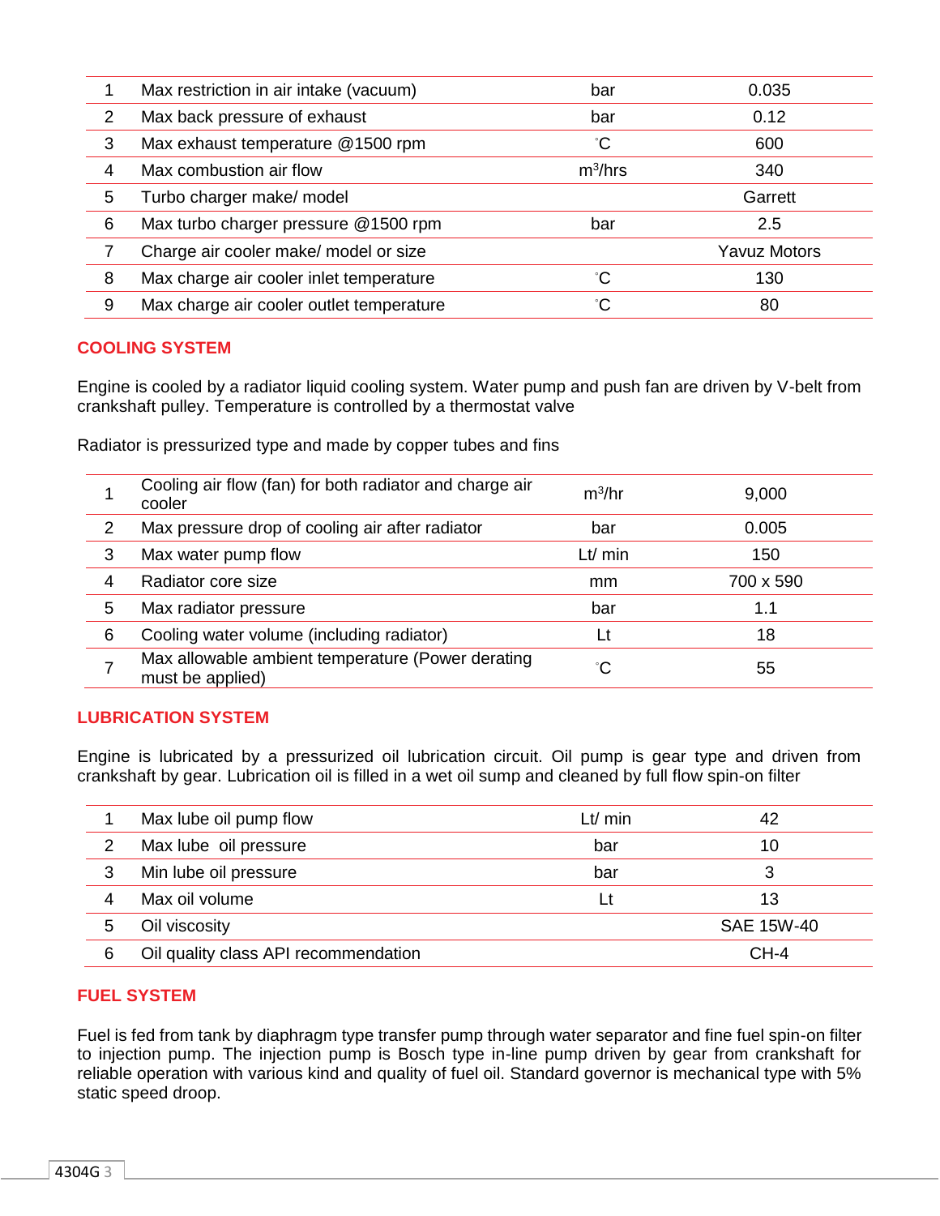| | | | |
|---|---|---|---|
| 1 | Max restriction in air intake (vacuum) | bar | 0.035 |
| 2 | Max back pressure of exhaust | bar | 0.12 |
| 3 | Max exhaust temperature @1500 rpm | ˚C | 600 |
| 4 | Max combustion air flow | $m^3$/hrs | 340 |
| 5 | Turbo charger make/ model | | Garrett |
| 6 | Max turbo charger pressure @1500 rpm | bar | 2.5 |
| 7 | Charge air cooler make/ model or size | | Yavuz Motors |
| 8 | Max charge air cooler inlet temperature | ˚C | 130 |
| 9 | Max charge air cooler outlet temperature | ˚C | 80 |

## COOLING SYSTEM

Engine is cooled by a radiator liquid cooling system. Water pump and push fan are driven by V-belt from crankshaft pulley. Temperature is controlled by a thermostat valve

Radiator is pressurized type and made by copper tubes and fins

| | | | |
|---|---|---|---|
| 1 | Cooling air flow (fan) for both radiator and charge air cooler | $m^3$/hr | 9,000 |
| 2 | Max pressure drop of cooling air after radiator | bar | 0.005 |
| 3 | Max water pump flow | Lt/ min | 150 |
| 4 | Radiator core size | mm | 700 x 590 |
| 5 | Max radiator pressure | bar | 1.1 |
| 6 | Cooling water volume (including radiator) | Lt | 18 |
| 7 | Max allowable ambient temperature (Power derating must be applied) | ˚C | 55 |

## LUBRICATION SYSTEM

Engine is lubricated by a pressurized oil lubrication circuit. Oil pump is gear type and driven from crankshaft by gear. Lubrication oil is filled in a wet oil sump and cleaned by full flow spin-on filter

| | | | |
|---|---|---|---|
| 1 | Max lube oil pump flow | Lt/ min | 42 |
| 2 | Max lube oil pressure | bar | 10 |
| 3 | Min lube oil pressure | bar | 3 |
| 4 | Max oil volume | Lt | 13 |
| 5 | Oil viscosity | | SAE 15W-40 |
| 6 | Oil quality class API recommendation | | CH-4 |

## FUEL SYSTEM

Fuel is fed from tank by diaphragm type transfer pump through water separator and fine fuel spin-on filter to injection pump. The injection pump is Bosch type in-line pump driven by gear from crankshaft for reliable operation with various kind and quality of fuel oil. Standard governor is mechanical type with 5% static speed droop.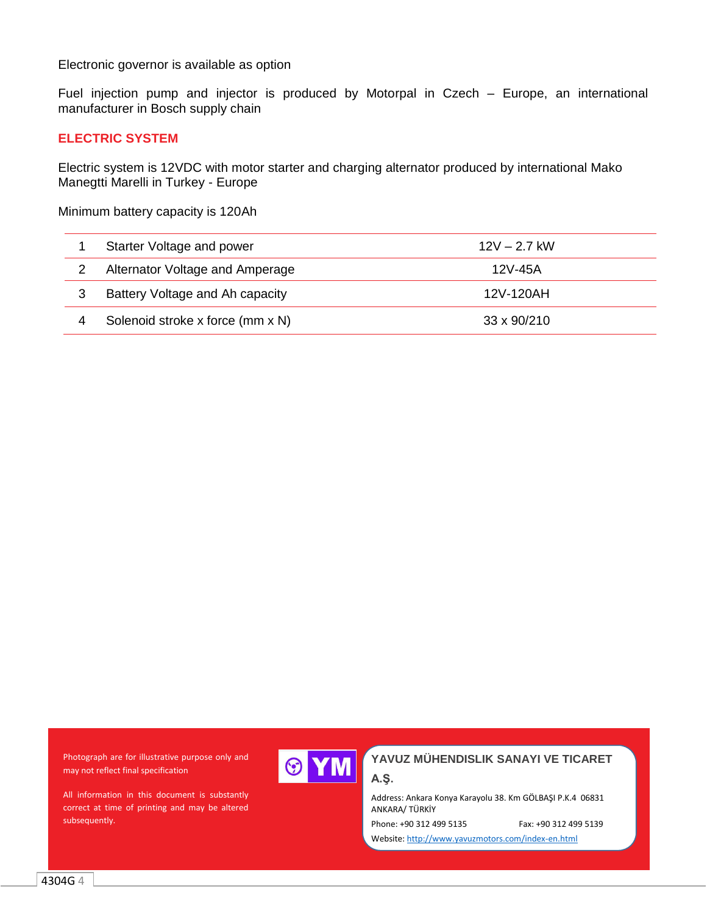Electronic governor is available as option

Fuel injection pump and injector is produced by Motorpal in Czech – Europe, an international manufacturer in Bosch supply chain

## ELECTRIC SYSTEM

Electric system is 12VDC with motor starter and charging alternator produced by international Mako Manegtti Marelli in Turkey - Europe

Minimum battery capacity is 120Ah

| | | |
|---|---|---|
| 1 | Starter Voltage and power | 12V – 2.7 kW |
| 2 | Alternator Voltage and Amperage | 12V-45A |
| 3 | Battery Voltage and Ah capacity | 12V-120AH |
| 4 | Solenoid stroke x force (mm x N) | 33 x 90/210 |

Photograph are for illustrative purpose only and may not reflect final specification

All information in this document is substantly correct at time of printing and may be altered subsequently.

YM

**YAVUZ MÜHENDISLIK SANAYI VE TICARET A.Ş.**

Address: Ankara Konya Karayolu 38. Km GÖLBAŞI P.K.4 06831 ANKARA/ TÜRKİY

Phone: +90 312 499 5135 Fax: +90 312 499 5139

Website: http://www.yavuzmotors.com/index-en.html